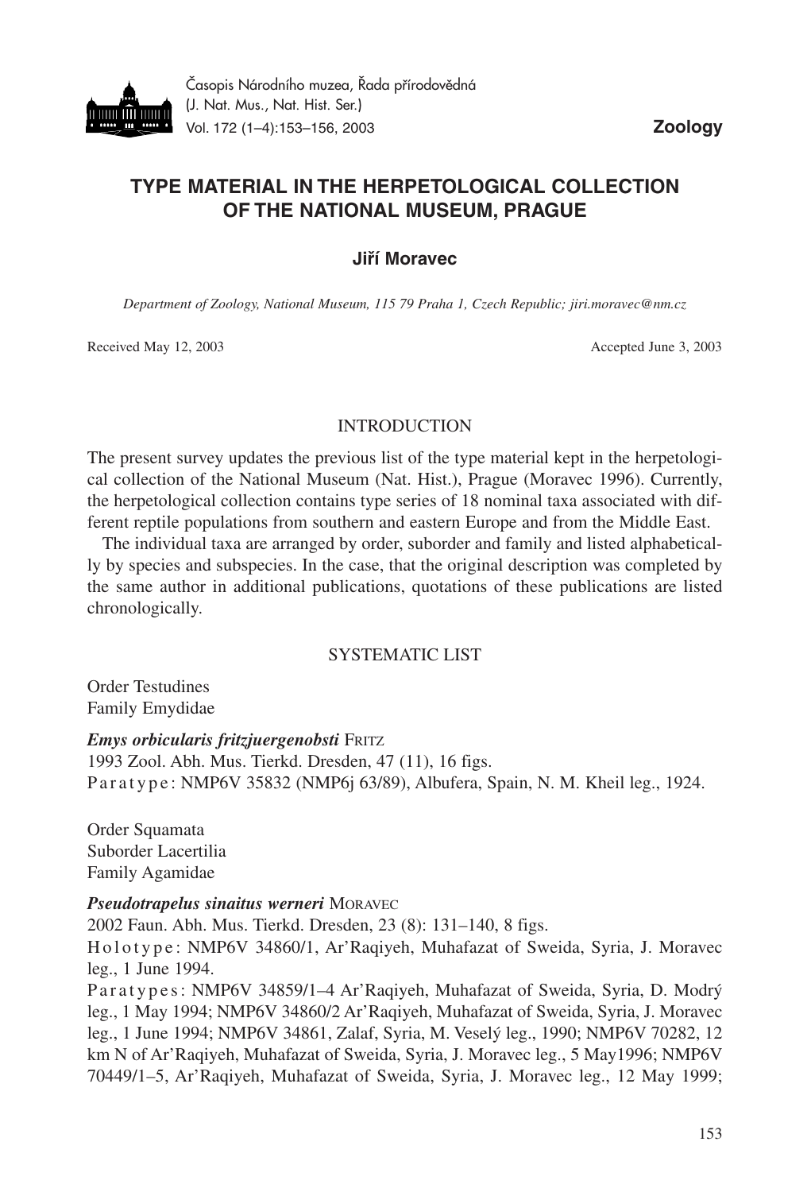# TYPE MATERIAL IN THE HERPETOLOGICAL COLLECTION OF THE NATIONAL MUSEUM, PRAGUE

**Jiří Moravec**

*Department of Zoology, National Museum, 115 79 Praha 1, Czech Republic; jiri.moravec@nm.cz*

Received May 12, 2003 — Accepted June 3, 2003

## INTRODUCTION

The present survey updates the previous list of the type material kept in the herpetological collection of the National Museum (Nat. Hist.), Prague (Moravec 1996). Currently, the herpetological collection contains type series of 18 nominal taxa associated with different reptile populations from southern and eastern Europe and from the Middle East.

The individual taxa are arranged by order, suborder and family and listed alphabetically by species and subspecies. In the case, that the original description was completed by the same author in additional publications, quotations of these publications are listed chronologically.

## SYSTEMATIC LIST

Order Testudines
Family Emydidae

***Emys orbicularis fritzjuergenobsti*** FRITZ
1993 Zool. Abh. Mus. Tierkd. Dresden, 47 (11), 16 figs.
Paratype: NMP6V 35832 (NMP6j 63/89), Albufera, Spain, N. M. Kheil leg., 1924.

Order Squamata
Suborder Lacertilia
Family Agamidae

***Pseudotrapelus sinaitus werneri*** MORAVEC
2002 Faun. Abh. Mus. Tierkd. Dresden, 23 (8): 131–140, 8 figs.
Holotype: NMP6V 34860/1, Ar'Raqiyeh, Muhafazat of Sweida, Syria, J. Moravec leg., 1 June 1994.
Paratypes: NMP6V 34859/1–4 Ar'Raqiyeh, Muhafazat of Sweida, Syria, D. Modrý leg., 1 May 1994; NMP6V 34860/2 Ar'Raqiyeh, Muhafazat of Sweida, Syria, J. Moravec leg., 1 June 1994; NMP6V 34861, Zalaf, Syria, M. Veselý leg., 1990; NMP6V 70282, 12 km N of Ar'Raqiyeh, Muhafazat of Sweida, Syria, J. Moravec leg., 5 May1996; NMP6V 70449/1–5, Ar'Raqiyeh, Muhafazat of Sweida, Syria, J. Moravec leg., 12 May 1999;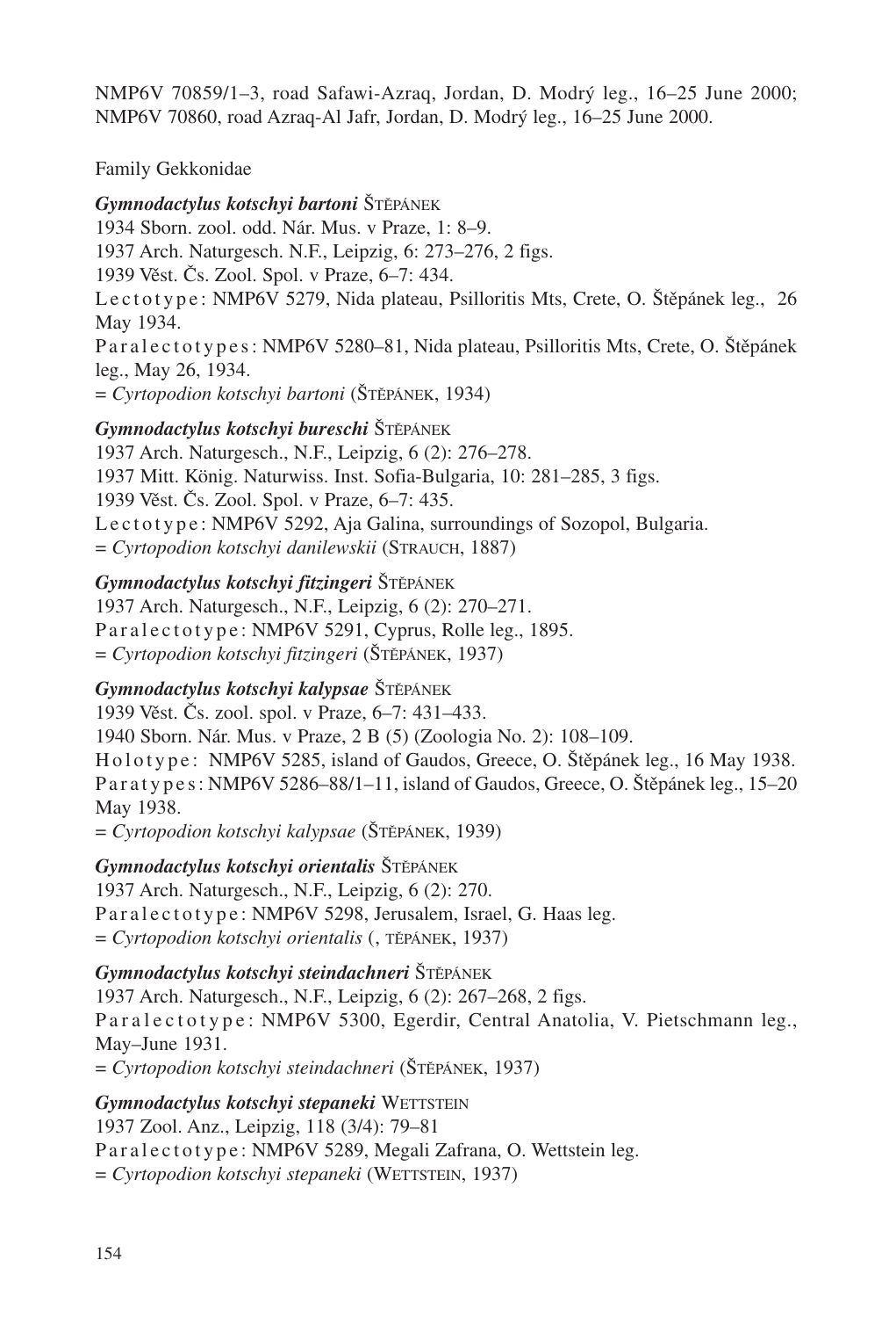NMP6V 70859/1–3, road Safawi-Azraq, Jordan, D. Modrý leg., 16–25 June 2000; NMP6V 70860, road Azraq-Al Jafr, Jordan, D. Modrý leg., 16–25 June 2000.

Family Gekkonidae

***Gymnodactylus kotschyi bartoni*** ŠTĚPÁNEK
1934 Sborn. zool. odd. Nár. Mus. v Praze, 1: 8–9.
1937 Arch. Naturgesch. N.F., Leipzig, 6: 273–276, 2 figs.
1939 Věst. Čs. Zool. Spol. v Praze, 6–7: 434.
Lectotype: NMP6V 5279, Nida plateau, Psilloritis Mts, Crete, O. Štěpánek leg., 26 May 1934.
Paralectotypes: NMP6V 5280–81, Nida plateau, Psilloritis Mts, Crete, O. Štěpánek leg., May 26, 1934.
= *Cyrtopodion kotschyi bartoni* (ŠTĚPÁNEK, 1934)

***Gymnodactylus kotschyi bureschi*** ŠTĚPÁNEK
1937 Arch. Naturgesch., N.F., Leipzig, 6 (2): 276–278.
1937 Mitt. König. Naturwiss. Inst. Sofia-Bulgaria, 10: 281–285, 3 figs.
1939 Věst. Čs. Zool. Spol. v Praze, 6–7: 435.
Lectotype: NMP6V 5292, Aja Galina, surroundings of Sozopol, Bulgaria.
= *Cyrtopodion kotschyi danilewskii* (STRAUCH, 1887)

***Gymnodactylus kotschyi fitzingeri*** ŠTĚPÁNEK
1937 Arch. Naturgesch., N.F., Leipzig, 6 (2): 270–271.
Paralectotype: NMP6V 5291, Cyprus, Rolle leg., 1895.
= *Cyrtopodion kotschyi fitzingeri* (ŠTĚPÁNEK, 1937)

***Gymnodactylus kotschyi kalypsae*** ŠTĚPÁNEK
1939 Věst. Čs. zool. spol. v Praze, 6–7: 431–433.
1940 Sborn. Nár. Mus. v Praze, 2 B (5) (Zoologia No. 2): 108–109.
Holotype: NMP6V 5285, island of Gaudos, Greece, O. Štěpánek leg., 16 May 1938.
Paratypes: NMP6V 5286–88/1–11, island of Gaudos, Greece, O. Štěpánek leg., 15–20 May 1938.
= *Cyrtopodion kotschyi kalypsae* (ŠTĚPÁNEK, 1939)

***Gymnodactylus kotschyi orientalis*** ŠTĚPÁNEK
1937 Arch. Naturgesch., N.F., Leipzig, 6 (2): 270.
Paralectotype: NMP6V 5298, Jerusalem, Israel, G. Haas leg.
= *Cyrtopodion kotschyi orientalis* (, TĚPÁNEK, 1937)

***Gymnodactylus kotschyi steindachneri*** ŠTĚPÁNEK
1937 Arch. Naturgesch., N.F., Leipzig, 6 (2): 267–268, 2 figs.
Paralectotype: NMP6V 5300, Egerdir, Central Anatolia, V. Pietschmann leg., May–June 1931.
= *Cyrtopodion kotschyi steindachneri* (ŠTĚPÁNEK, 1937)

***Gymnodactylus kotschyi stepaneki*** WETTSTEIN
1937 Zool. Anz., Leipzig, 118 (3/4): 79–81
Paralectotype: NMP6V 5289, Megali Zafrana, O. Wettstein leg.
= *Cyrtopodion kotschyi stepaneki* (WETTSTEIN, 1937)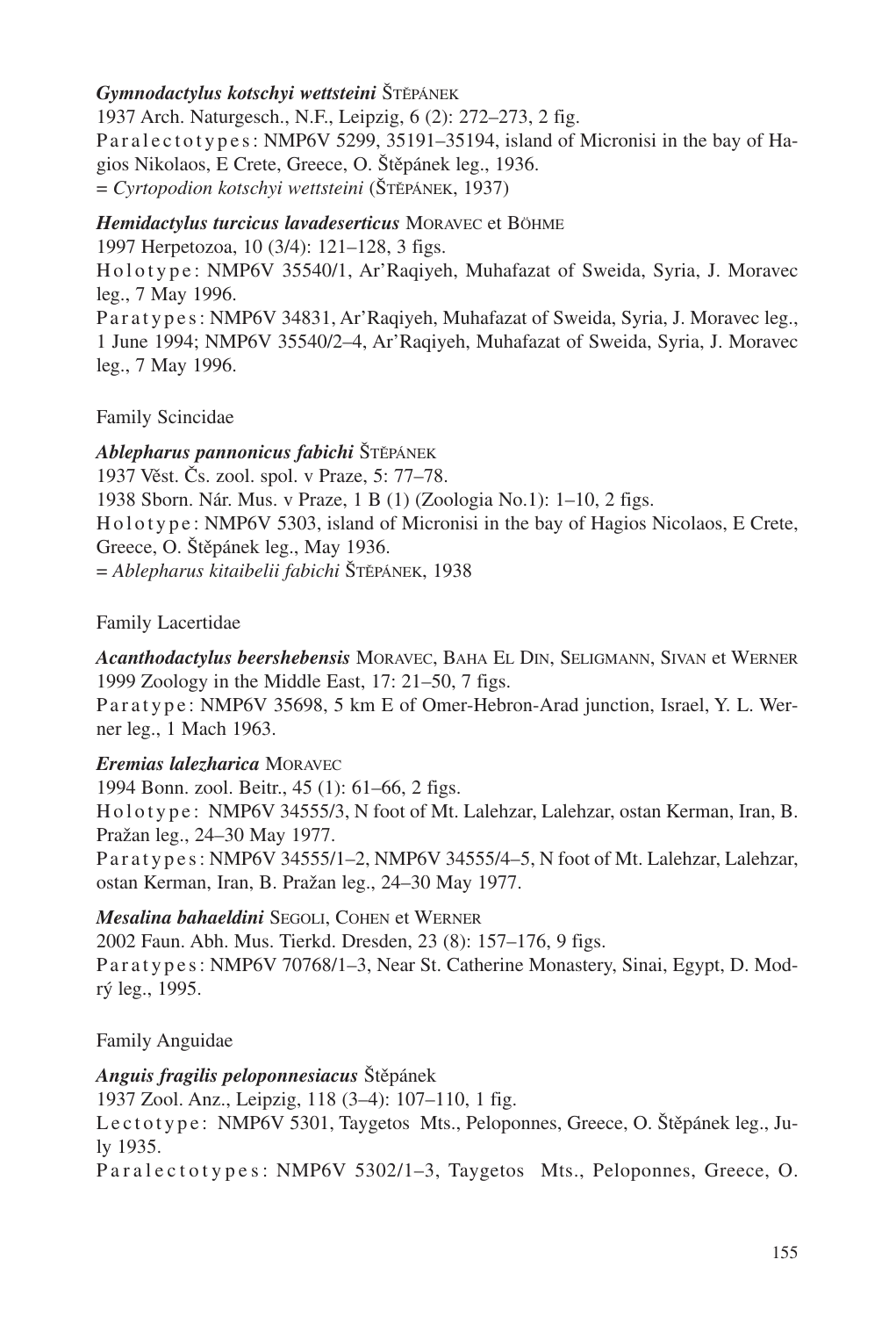***Gymnodactylus kotschyi wettsteini*** Štěpánek
1937 Arch. Naturgesch., N.F., Leipzig, 6 (2): 272–273, 2 fig.
Paralectotypes: NMP6V 5299, 35191–35194, island of Micronisi in the bay of Hagios Nikolaos, E Crete, Greece, O. Štěpánek leg., 1936.
= *Cyrtopodion kotschyi wettsteini* (Štěpánek, 1937)

***Hemidactylus turcicus lavadeserticus*** Moravec et Böhme
1997 Herpetozoa, 10 (3/4): 121–128, 3 figs.
Holotype: NMP6V 35540/1, Ar'Raqiyeh, Muhafazat of Sweida, Syria, J. Moravec leg., 7 May 1996.
Paratypes: NMP6V 34831, Ar'Raqiyeh, Muhafazat of Sweida, Syria, J. Moravec leg., 1 June 1994; NMP6V 35540/2–4, Ar'Raqiyeh, Muhafazat of Sweida, Syria, J. Moravec leg., 7 May 1996.

Family Scincidae

***Ablepharus pannonicus fabichi*** Štěpánek
1937 Věst. Čs. zool. spol. v Praze, 5: 77–78.
1938 Sborn. Nár. Mus. v Praze, 1 B (1) (Zoologia No.1): 1–10, 2 figs.
Holotype: NMP6V 5303, island of Micronisi in the bay of Hagios Nicolaos, E Crete, Greece, O. Štěpánek leg., May 1936.
= *Ablepharus kitaibelii fabichi* Štěpánek, 1938

Family Lacertidae

***Acanthodactylus beershebensis*** Moravec, Baha El Din, Seligmann, Sivan et Werner
1999 Zoology in the Middle East, 17: 21–50, 7 figs.
Paratype: NMP6V 35698, 5 km E of Omer-Hebron-Arad junction, Israel, Y. L. Werner leg., 1 Mach 1963.

***Eremias lalezharica*** Moravec
1994 Bonn. zool. Beitr., 45 (1): 61–66, 2 figs.
Holotype: NMP6V 34555/3, N foot of Mt. Lalehzar, Lalehzar, ostan Kerman, Iran, B. Pražan leg., 24–30 May 1977.
Paratypes: NMP6V 34555/1–2, NMP6V 34555/4–5, N foot of Mt. Lalehzar, Lalehzar, ostan Kerman, Iran, B. Pražan leg., 24–30 May 1977.

***Mesalina bahaeldini*** Segoli, Cohen et Werner
2002 Faun. Abh. Mus. Tierkd. Dresden, 23 (8): 157–176, 9 figs.
Paratypes: NMP6V 70768/1–3, Near St. Catherine Monastery, Sinai, Egypt, D. Modrý leg., 1995.

Family Anguidae

***Anguis fragilis peloponnesiacus*** Štěpánek
1937 Zool. Anz., Leipzig, 118 (3–4): 107–110, 1 fig.
Lectotype: NMP6V 5301, Taygetos Mts., Peloponnes, Greece, O. Štěpánek leg., July 1935.
Paralectotypes: NMP6V 5302/1–3, Taygetos Mts., Peloponnes, Greece, O.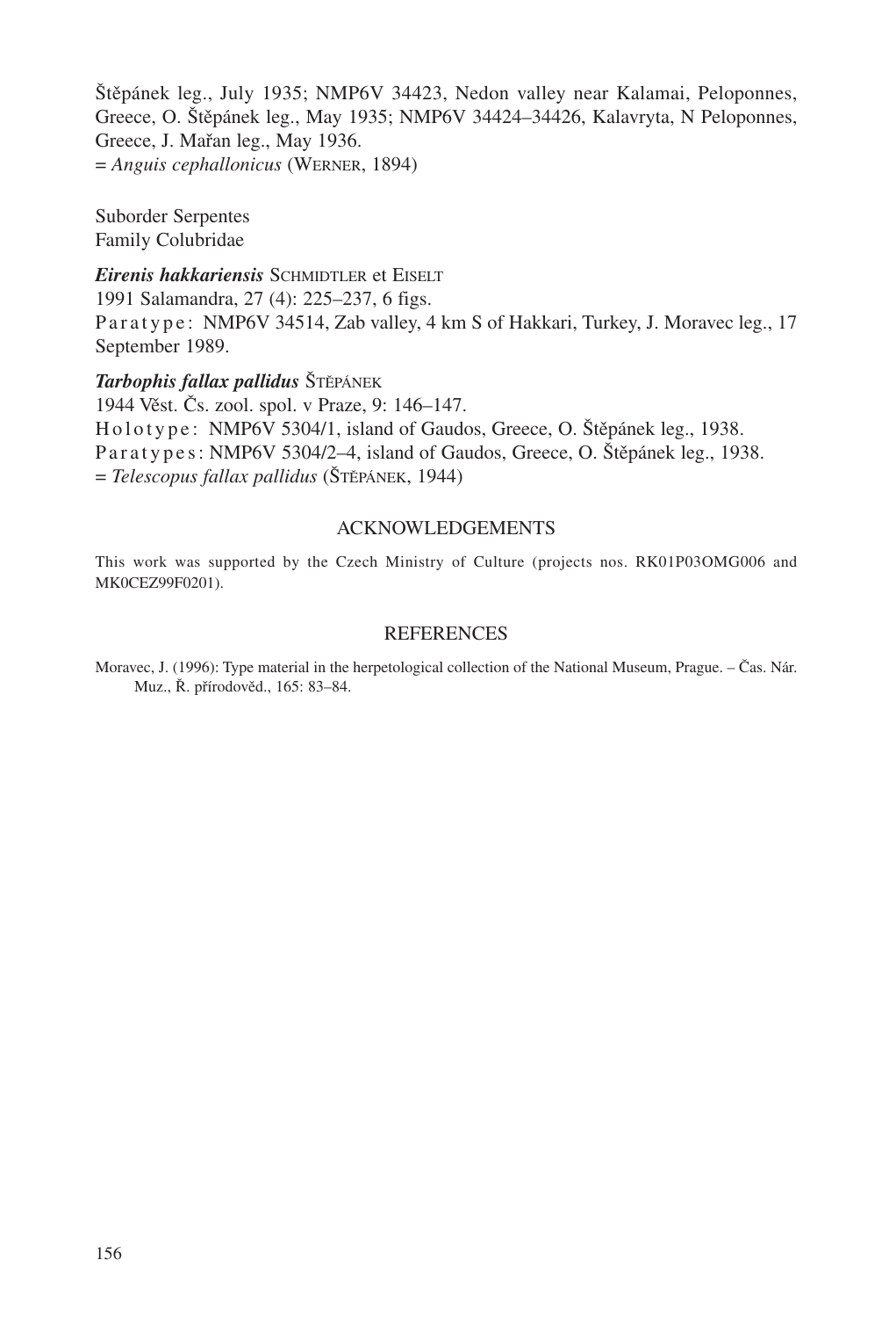Štěpánek leg., July 1935; NMP6V 34423, Nedon valley near Kalamai, Peloponnes, Greece, O. Štěpánek leg., May 1935; NMP6V 34424–34426, Kalavryta, N Peloponnes, Greece, J. Mařan leg., May 1936.
= *Anguis cephallonicus* (WERNER, 1894)

Suborder Serpentes
Family Colubridae

***Eirenis hakkariensis*** SCHMIDTLER et EISELT
1991 Salamandra, 27 (4): 225–237, 6 figs.
Paratype: NMP6V 34514, Zab valley, 4 km S of Hakkari, Turkey, J. Moravec leg., 17 September 1989.

***Tarbophis fallax pallidus*** ŠTĚPÁNEK
1944 Věst. Čs. zool. spol. v Praze, 9: 146–147.
Holotype: NMP6V 5304/1, island of Gaudos, Greece, O. Štěpánek leg., 1938.
Paratypes: NMP6V 5304/2–4, island of Gaudos, Greece, O. Štěpánek leg., 1938.
= *Telescopus fallax pallidus* (ŠTĚPÁNEK, 1944)

## ACKNOWLEDGEMENTS

This work was supported by the Czech Ministry of Culture (projects nos. RK01P03OMG006 and MK0CEZ99F0201).

## REFERENCES

Moravec, J. (1996): Type material in the herpetological collection of the National Museum, Prague. – Čas. Nár. Muz., Ř. přírodověd., 165: 83–84.